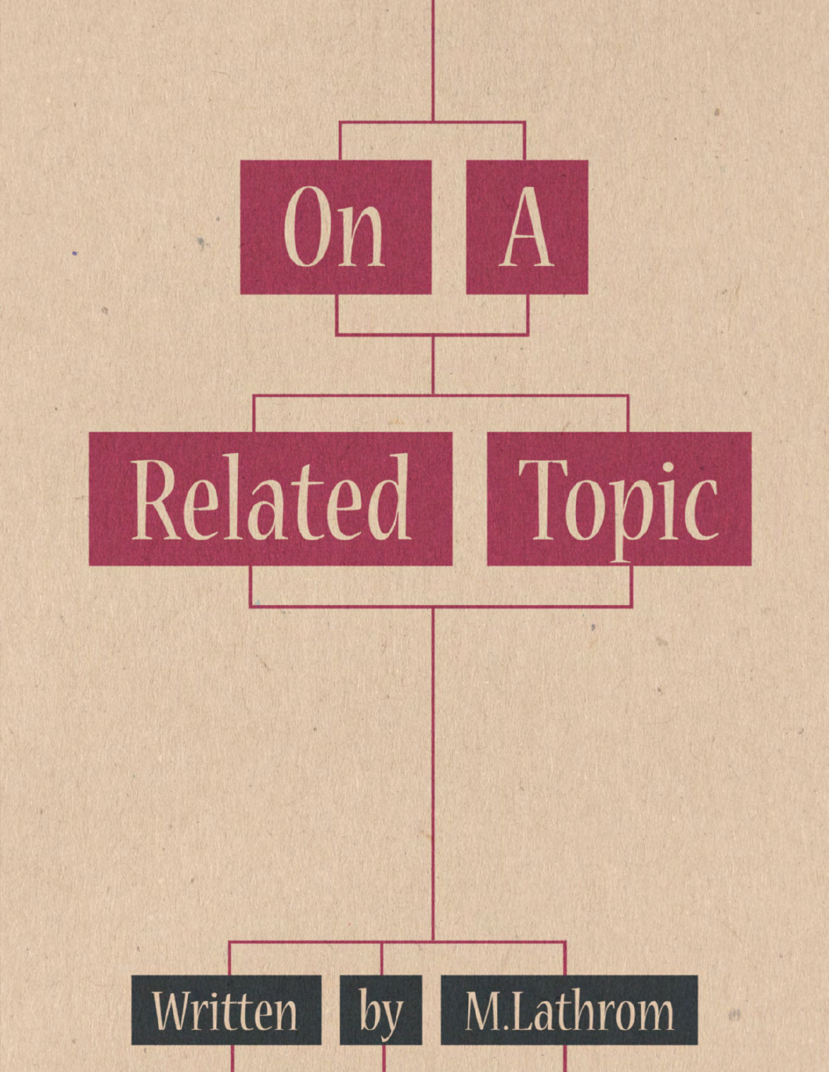# On A Related Topic

Written by M.Lathrom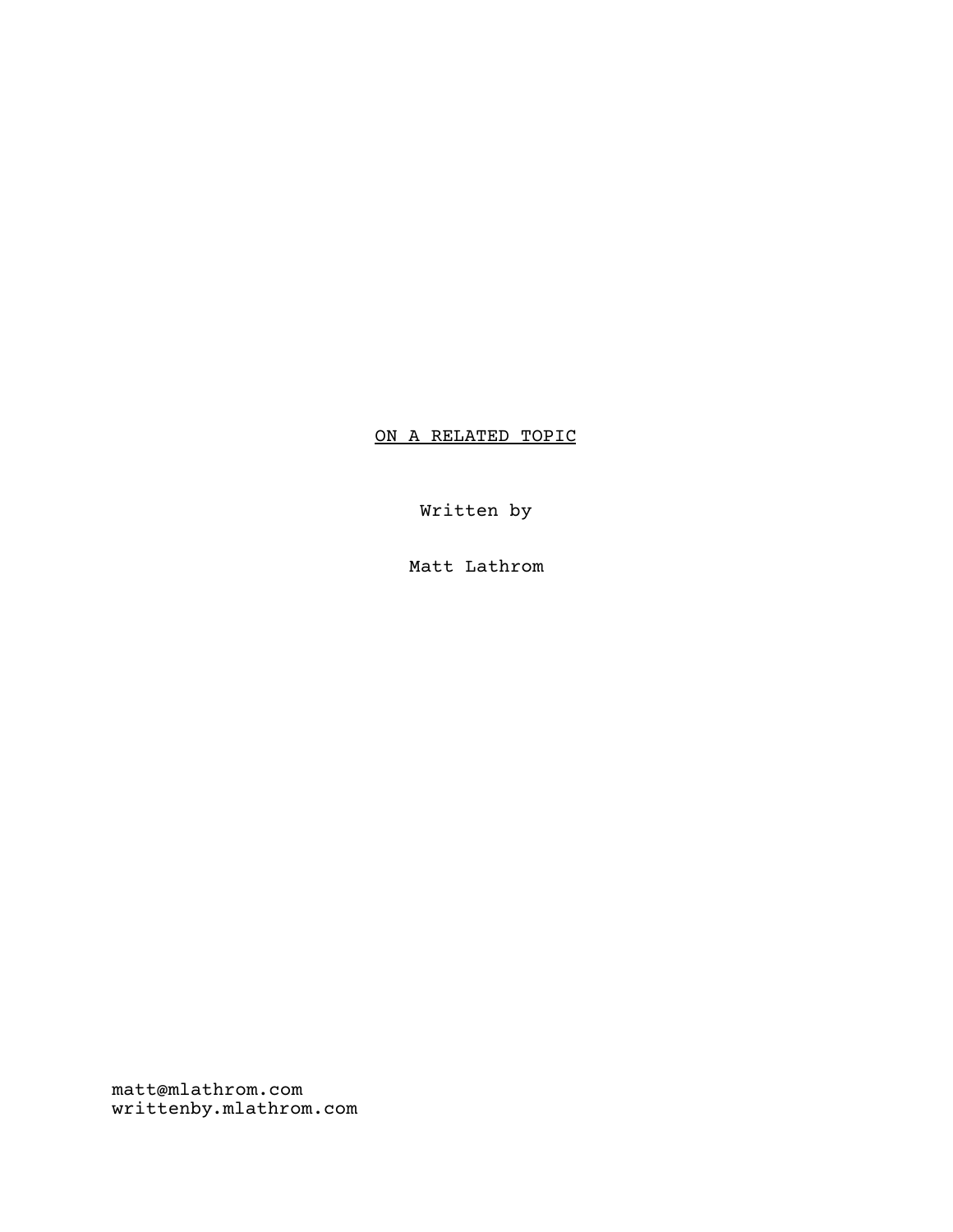<u>ON A RELATED TOPIC</u>

Written by

Matt Lathrom

matt@mlathrom.com
writtenby.mlathrom.com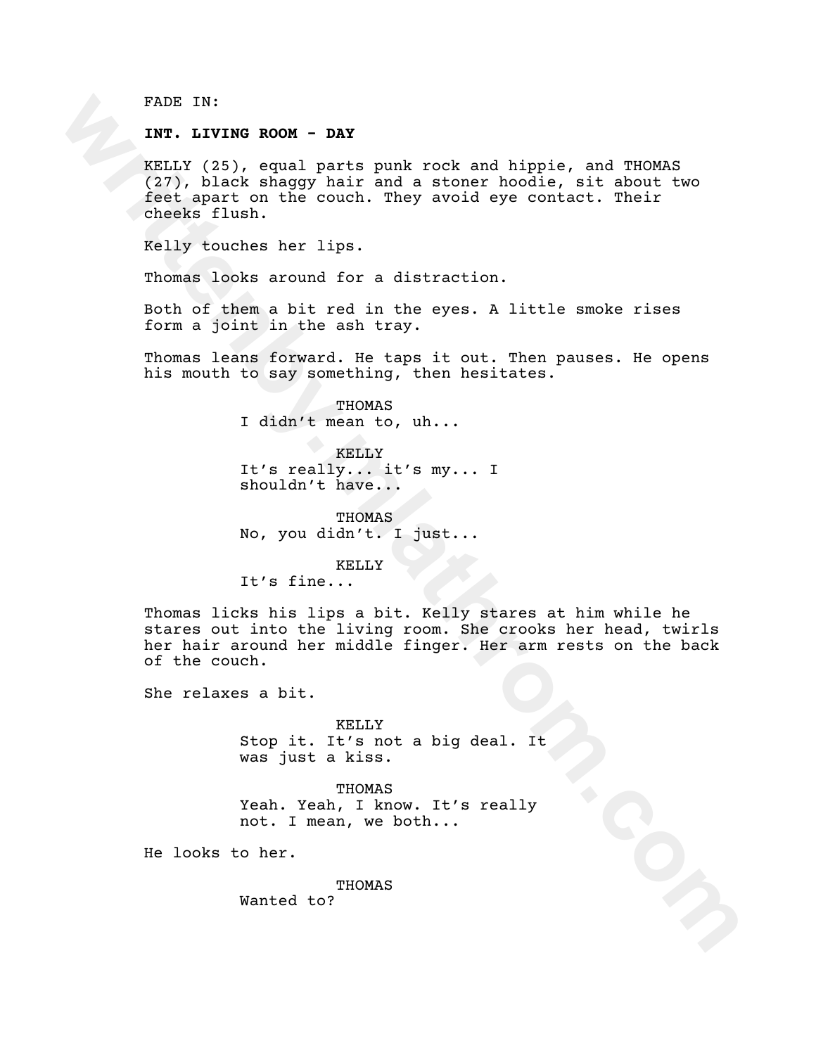FADE IN:

**INT. LIVING ROOM - DAY**

KELLY (25), equal parts punk rock and hippie, and THOMAS (27), black shaggy hair and a stoner hoodie, sit about two feet apart on the couch. They avoid eye contact. Their cheeks flush.

Kelly touches her lips.

Thomas looks around for a distraction.

Both of them a bit red in the eyes. A little smoke rises form a joint in the ash tray.

Thomas leans forward. He taps it out. Then pauses. He opens his mouth to say something, then hesitates.

THOMAS
I didn't mean to, uh...

KELLY
It's really... it's my... I shouldn't have...

THOMAS
No, you didn't. I just...

KELLY
It's fine...

Thomas licks his lips a bit. Kelly stares at him while he stares out into the living room. She crooks her head, twirls her hair around her middle finger. Her arm rests on the back of the couch.

She relaxes a bit.

KELLY
Stop it. It's not a big deal. It was just a kiss.

THOMAS
Yeah. Yeah, I know. It's really not. I mean, we both...

He looks to her.

THOMAS
Wanted to?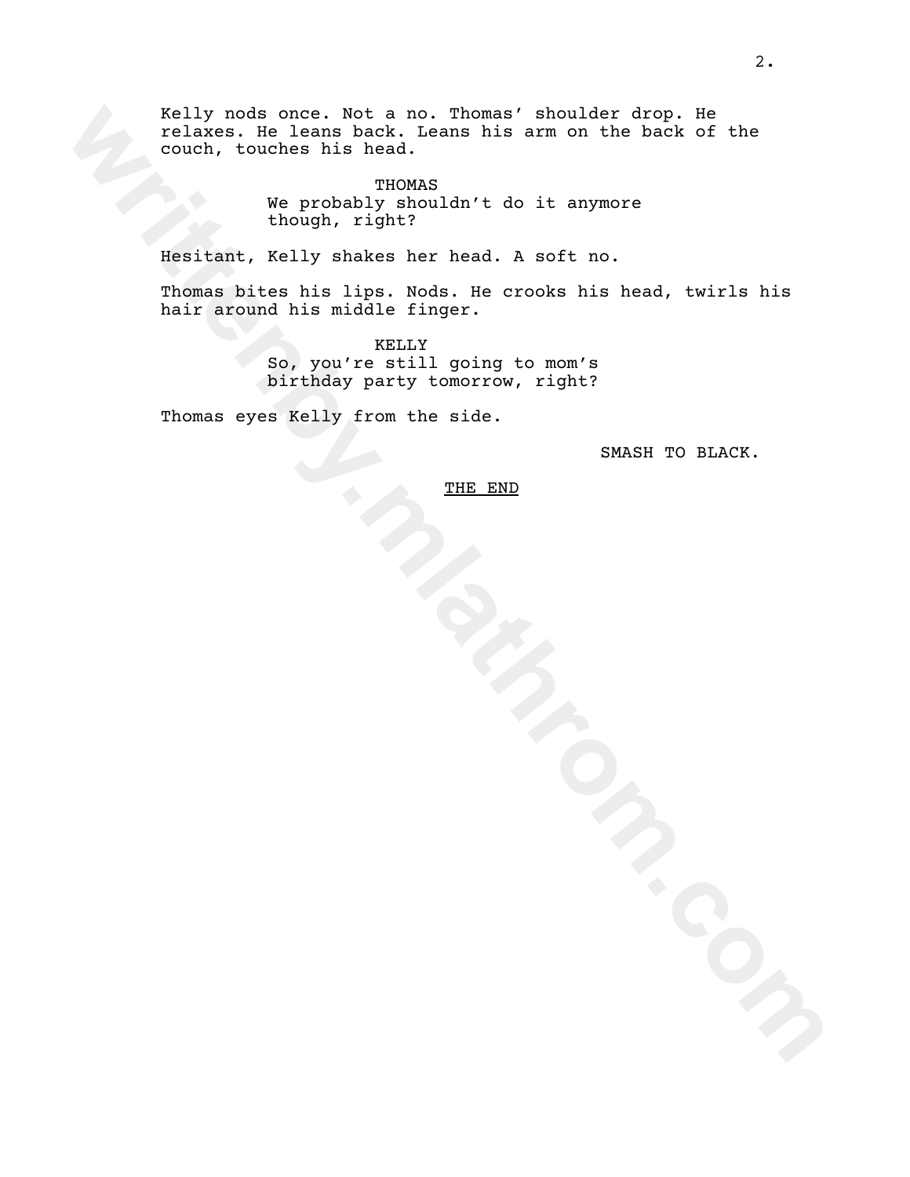Kelly nods once. Not a no. Thomas' shoulder drop. He relaxes. He leans back. Leans his arm on the back of the couch, touches his head.

THOMAS
We probably shouldn't do it anymore though, right?

Hesitant, Kelly shakes her head. A soft no.

Thomas bites his lips. Nods. He crooks his head, twirls his hair around his middle finger.

KELLY
So, you're still going to mom's birthday party tomorrow, right?

Thomas eyes Kelly from the side.

SMASH TO BLACK.

THE END